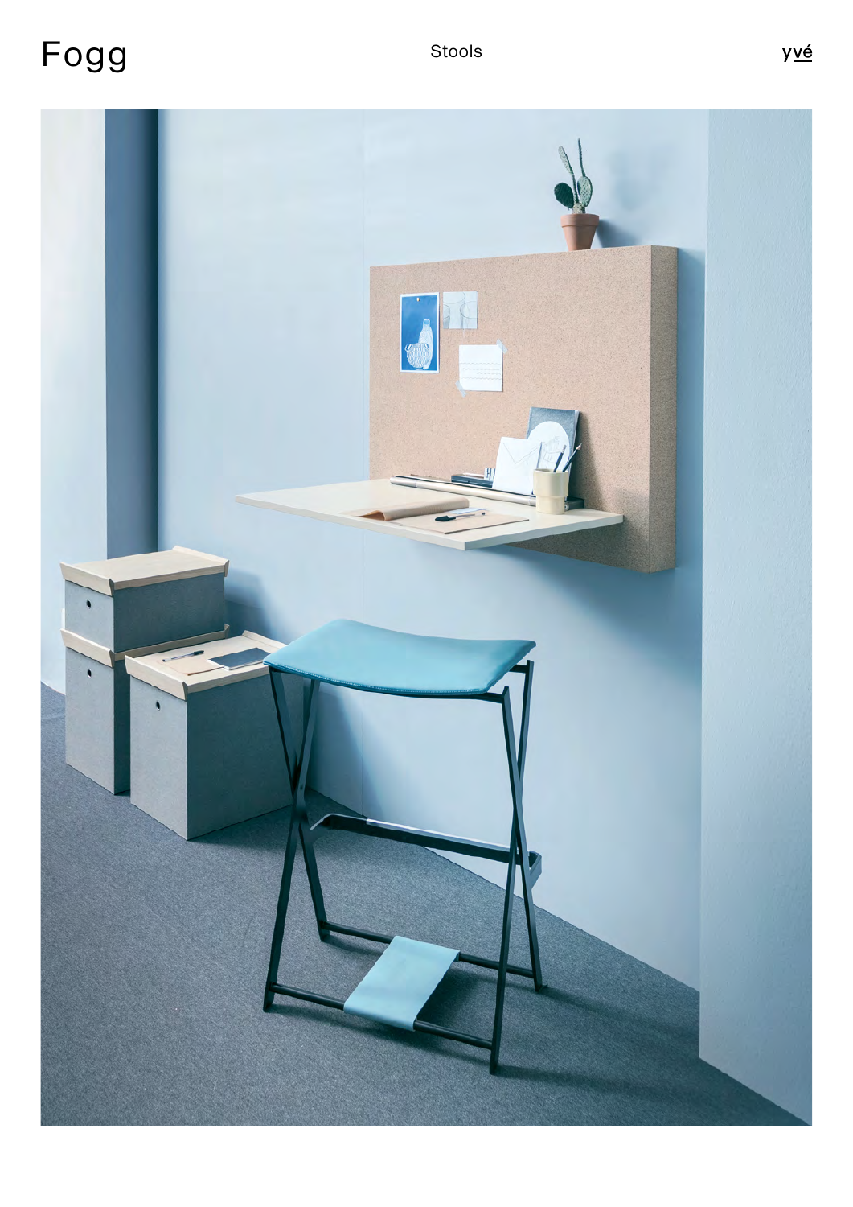# Fogg

Stools

yvé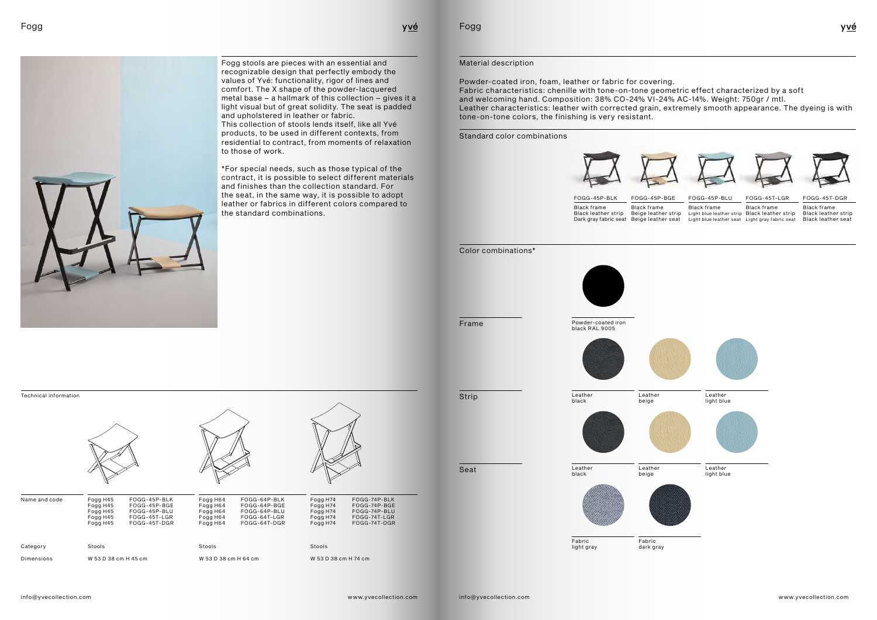# Fogg

Fogg stools are pieces with an essential and recognizable design that perfectly embody the values of Yvé: functionality, rigor of lines and comfort. The X shape of the powder-lacquered metal base – a hallmark of this collection – gives it a light visual but of great solidity. The seat is padded and upholstered in leather or fabric.
This collection of stools lends itself, like all Yvé products, to be used in different contexts, from residential to contract, from moments of relaxation to those of work.

*For special needs, such as those typical of the contract, it is possible to select different materials and finishes than the collection standard. For the seat, in the same way, it is possible to adopt leather or fabrics in different colors compared to the standard combinations.

## Technical information

| | | | |
|---|---|---|---|
| Name and code | Fogg H45 FOGG-45P-BLK<br>Fogg H45 FOGG-45P-BGE<br>Fogg H45 FOGG-45P-BLU<br>Fogg H45 FOGG-45T-LGR<br>Fogg H45 FOGG-45T-DGR | Fogg H64 FOGG-64P-BLK<br>Fogg H64 FOGG-64P-BGE<br>Fogg H64 FOGG-64P-BLU<br>Fogg H64 FOGG-64T-LGR<br>Fogg H64 FOGG-64T-DGR | Fogg H74 FOGG-74P-BLK<br>Fogg H74 FOGG-74P-BGE<br>Fogg H74 FOGG-74P-BLU<br>Fogg H74 FOGG-74T-LGR<br>Fogg H74 FOGG-74T-DGR |
| Category | Stools | Stools | Stools |
| Dimensions | W 53 D 38 cm H 45 cm | W 53 D 38 cm H 64 cm | W 53 D 38 cm H 74 cm |

# Fogg

## Material description

Powder-coated iron, foam, leather or fabric for covering.
Fabric characteristics: chenille with tone-on-tone geometric effect characterized by a soft and welcoming hand. Composition: 38% CO-24% VI-24% AC-14%. Weight: 750gr / mtl.
Leather characteristics: leather with corrected grain, extremely smooth appearance. The dyeing is with tone-on-tone colors, the finishing is very resistant.

## Standard color combinations

| FOGG-45P-BLK | FOGG-45P-BGE | FOGG-45P-BLU | FOGG-45T-LGR | FOGG-45T-DGR |
|---|---|---|---|---|
| Black frame<br>Black leather strip<br>Dark gray fabric seat | Black frame<br>Beige leather strip<br>Beige leather seat | Black frame<br>Light blue leather strip<br>Light blue leather seat | Black frame<br>Black leather strip<br>Light gray fabric seat | Black frame<br>Black leather strip<br>Black leather seat |

## Color combinations*

**Frame**
- Powder-coated iron black RAL 9005

**Strip**
- Leather black
- Leather beige
- Leather light blue

**Seat**
- Leather black
- Leather beige
- Leather light blue
- Fabric light gray
- Fabric dark gray

info@yvecollection.com
www.yvecollection.com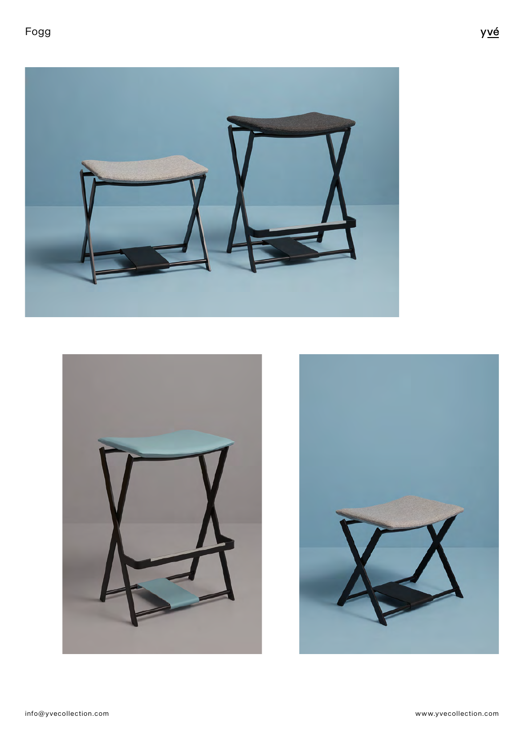Fogg

yvé

info@yvecollection.com

www.yvecollection.com